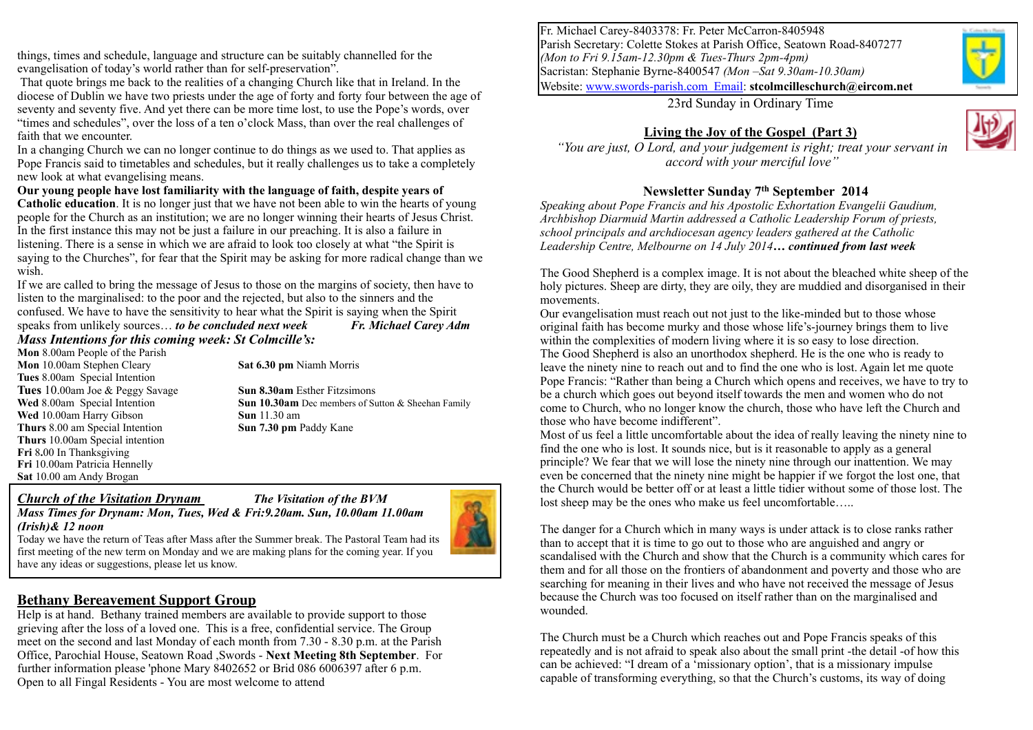Fr. Michael Carey-8403378: Fr. Peter McCarron-8405948
Parish Secretary: Colette Stokes at Parish Office, Seatown Road-8407277
*(Mon to Fri 9.15am-12.30pm & Tues-Thurs 2pm-4pm)*
Sacristan: Stephanie Byrne-8400547 *(Mon –Sat 9.30am-10.30am)*
Website: www.swords-parish.com Email: **stcolmcilleschurch@eircom.net**

23rd Sunday in Ordinary Time

## Living the Joy of the Gospel (Part 3)

*"You are just, O Lord, and your judgement is right; treat your servant in accord with your merciful love"*

### Newsletter Sunday 7th September 2014

*Speaking about Pope Francis and his Apostolic Exhortation Evangelii Gaudium, Archbishop Diarmuid Martin addressed a Catholic Leadership Forum of priests, school principals and archdiocesan agency leaders gathered at the Catholic Leadership Centre, Melbourne on 14 July 2014**… continued from last week***

The Good Shepherd is a complex image. It is not about the bleached white sheep of the holy pictures. Sheep are dirty, they are oily, they are muddied and disorganised in their movements.

Our evangelisation must reach out not just to the like-minded but to those whose original faith has become murky and those whose life's-journey brings them to live within the complexities of modern living where it is so easy to lose direction.

The Good Shepherd is also an unorthodox shepherd. He is the one who is ready to leave the ninety nine to reach out and to find the one who is lost. Again let me quote Pope Francis: "Rather than being a Church which opens and receives, we have to try to be a church which goes out beyond itself towards the men and women who do not come to Church, who no longer know the church, those who have left the Church and those who have become indifferent".

Most of us feel a little uncomfortable about the idea of really leaving the ninety nine to find the one who is lost. It sounds nice, but is it reasonable to apply as a general principle? We fear that we will lose the ninety nine through our inattention. We may even be concerned that the ninety nine might be happier if we forgot the lost one, that the Church would be better off or at least a little tidier without some of those lost. The lost sheep may be the ones who make us feel uncomfortable…..

The danger for a Church which in many ways is under attack is to close ranks rather than to accept that it is time to go out to those who are anguished and angry or scandalised with the Church and show that the Church is a community which cares for them and for all those on the frontiers of abandonment and poverty and those who are searching for meaning in their lives and who have not received the message of Jesus because the Church was too focused on itself rather than on the marginalised and wounded.

The Church must be a Church which reaches out and Pope Francis speaks of this repeatedly and is not afraid to speak also about the small print -the detail -of how this can be achieved: "I dream of a 'missionary option', that is a missionary impulse capable of transforming everything, so that the Church's customs, its way of doing things, times and schedule, language and structure can be suitably channelled for the evangelisation of today's world rather than for self-preservation".

That quote brings me back to the realities of a changing Church like that in Ireland. In the diocese of Dublin we have two priests under the age of forty and forty four between the age of seventy and seventy five. And yet there can be more time lost, to use the Pope's words, over "times and schedules", over the loss of a ten o'clock Mass, than over the real challenges of faith that we encounter.

In a changing Church we can no longer continue to do things as we used to. That applies as Pope Francis said to timetables and schedules, but it really challenges us to take a completely new look at what evangelising means.

**Our young people have lost familiarity with the language of faith, despite years of Catholic education**. It is no longer just that we have not been able to win the hearts of young people for the Church as an institution; we are no longer winning their hearts of Jesus Christ. In the first instance this may not be just a failure in our preaching. It is also a failure in listening. There is a sense in which we are afraid to look too closely at what "the Spirit is saying to the Churches", for fear that the Spirit may be asking for more radical change than we wish.

If we are called to bring the message of Jesus to those on the margins of society, then have to listen to the marginalised: to the poor and the rejected, but also to the sinners and the confused. We have to have the sensitivity to hear what the Spirit is saying when the Spirit speaks from unlikely sources… ***to be concluded next week*** ***Fr. Michael Carey Adm***

### *Mass Intentions for this coming week: St Colmcille's:*

**Mon** 8.00am People of the Parish
**Mon** 10.00am Stephen Cleary
**Tues** 8.00am Special Intention
**Tues** 10.00am Joe & Peggy Savage
**Wed** 8.00am Special Intention
**Wed** 10.00am Harry Gibson
**Thurs** 8.00 am Special Intention
**Thurs** 10.00am Special intention
**Fri** 8**.**00 In Thanksgiving
**Fri** 10.00am Patricia Hennelly
**Sat** 10.00 am Andy Brogan

**Sat 6.30 pm** Niamh Morris

**Sun 8.30am** Esther Fitzsimons
**Sun 10.30am** Dec members of Sutton & Sheehan Family
**Sun** 11.30 am
**Sun 7.30 pm** Paddy Kane

### *Church of the Visitation Drynam* — *The Visitation of the BVM*

***Mass Times for Drynam: Mon, Tues, Wed & Fri:9.20am. Sun, 10.00am 11.00am (Irish)& 12 noon***

Today we have the return of Teas after Mass after the Summer break. The Pastoral Team had its first meeting of the new term on Monday and we are making plans for the coming year. If you have any ideas or suggestions, please let us know.

## Bethany Bereavement Support Group

Help is at hand. Bethany trained members are available to provide support to those grieving after the loss of a loved one. This is a free, confidential service. The Group meet on the second and last Monday of each month from 7.30 - 8.30 p.m. at the Parish Office, Parochial House, Seatown Road ,Swords - **Next Meeting 8th September**. For further information please 'phone Mary 8402652 or Brid 086 6006397 after 6 p.m. Open to all Fingal Residents - You are most welcome to attend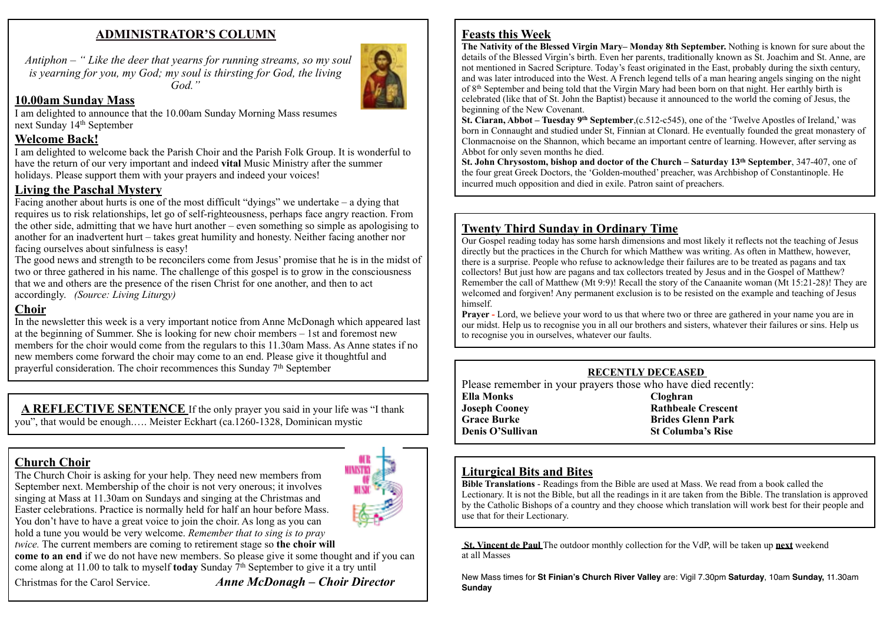## ADMINISTRATOR'S COLUMN

*Antiphon – " Like the deer that yearns for running streams, so my soul is yearning for you, my God; my soul is thirsting for God, the living God."*

### 10.00am Sunday Mass

I am delighted to announce that the 10.00am Sunday Morning Mass resumes next Sunday 14th September

### Welcome Back!

I am delighted to welcome back the Parish Choir and the Parish Folk Group. It is wonderful to have the return of our very important and indeed **vital** Music Ministry after the summer holidays. Please support them with your prayers and indeed your voices!

### Living the Paschal Mystery

Facing another about hurts is one of the most difficult "dyings" we undertake – a dying that requires us to risk relationships, let go of self-righteousness, perhaps face angry reaction. From the other side, admitting that we have hurt another – even something so simple as apologising to another for an inadvertent hurt – takes great humility and honesty. Neither facing another nor facing ourselves about sinfulness is easy!

The good news and strength to be reconcilers come from Jesus' promise that he is in the midst of two or three gathered in his name. The challenge of this gospel is to grow in the consciousness that we and others are the presence of the risen Christ for one another, and then to act accordingly. *(Source: Living Liturgy)*

### Choir

In the newsletter this week is a very important notice from Anne McDonagh which appeared last at the beginning of Summer. She is looking for new choir members – 1st and foremost new members for the choir would come from the regulars to this 11.30am Mass. As Anne states if no new members come forward the choir may come to an end. Please give it thoughtful and prayerful consideration. The choir recommences this Sunday 7th September

## A REFLECTIVE SENTENCE

If the only prayer you said in your life was "I thank you", that would be enough….. Meister Eckhart (ca.1260-1328, Dominican mystic

## Church Choir

The Church Choir is asking for your help. They need new members from September next. Membership of the choir is not very onerous; it involves singing at Mass at 11.30am on Sundays and singing at the Christmas and Easter celebrations. Practice is normally held for half an hour before Mass. You don't have to have a great voice to join the choir. As long as you can hold a tune you would be very welcome. *Remember that to sing is to pray twice.* The current members are coming to retirement stage so **the choir will come to an end** if we do not have new members. So please give it some thought and if you can come along at 11.00 to talk to myself **today** Sunday 7th September to give it a try until Christmas for the Carol Service.

***Anne McDonagh – Choir Director***

## Feasts this Week

**The Nativity of the Blessed Virgin Mary– Monday 8th September.** Nothing is known for sure about the details of the Blessed Virgin's birth. Even her parents, traditionally known as St. Joachim and St. Anne, are not mentioned in Sacred Scripture. Today's feast originated in the East, probably during the sixth century, and was later introduced into the West. A French legend tells of a man hearing angels singing on the night of 8th September and being told that the Virgin Mary had been born on that night. Her earthly birth is celebrated (like that of St. John the Baptist) because it announced to the world the coming of Jesus, the beginning of the New Covenant.

**St. Ciaran, Abbot – Tuesday 9th September**,(c.512-c545), one of the 'Twelve Apostles of Ireland,' was born in Connaught and studied under St, Finnian at Clonard. He eventually founded the great monastery of Clonmacnoise on the Shannon, which became an important centre of learning. However, after serving as Abbot for only seven months he died.

**St. John Chrysostom, bishop and doctor of the Church – Saturday 13th September**, 347-407, one of the four great Greek Doctors, the 'Golden-mouthed' preacher, was Archbishop of Constantinople. He incurred much opposition and died in exile. Patron saint of preachers.

## Twenty Third Sunday in Ordinary Time

Our Gospel reading today has some harsh dimensions and most likely it reflects not the teaching of Jesus directly but the practices in the Church for which Matthew was writing. As often in Matthew, however, there is a surprise. People who refuse to acknowledge their failures are to be treated as pagans and tax collectors! But just how are pagans and tax collectors treated by Jesus and in the Gospel of Matthew? Remember the call of Matthew (Mt 9:9)! Recall the story of the Canaanite woman (Mt 15:21-28)! They are welcomed and forgiven! Any permanent exclusion is to be resisted on the example and teaching of Jesus himself.

**Prayer** - Lord, we believe your word to us that where two or three are gathered in your name you are in our midst. Help us to recognise you in all our brothers and sisters, whatever their failures or sins. Help us to recognise you in ourselves, whatever our faults.

## RECENTLY DECEASED

Please remember in your prayers those who have died recently:

| | |
|---|---|
| **Ella Monks** | **Cloghran** |
| **Joseph Cooney** | **Rathbeale Crescent** |
| **Grace Burke** | **Brides Glenn Park** |
| **Denis O'Sullivan** | **St Columba's Rise** |

## Liturgical Bits and Bites

**Bible Translations** - Readings from the Bible are used at Mass. We read from a book called the Lectionary. It is not the Bible, but all the readings in it are taken from the Bible. The translation is approved by the Catholic Bishops of a country and they choose which translation will work best for their people and use that for their Lectionary.

**St. Vincent de Paul** The outdoor monthly collection for the VdP, will be taken up **next** weekend at all Masses

New Mass times for **St Finian's Church River Valley** are: Vigil 7.30pm **Saturday**, 10am **Sunday,** 11.30am **Sunday**